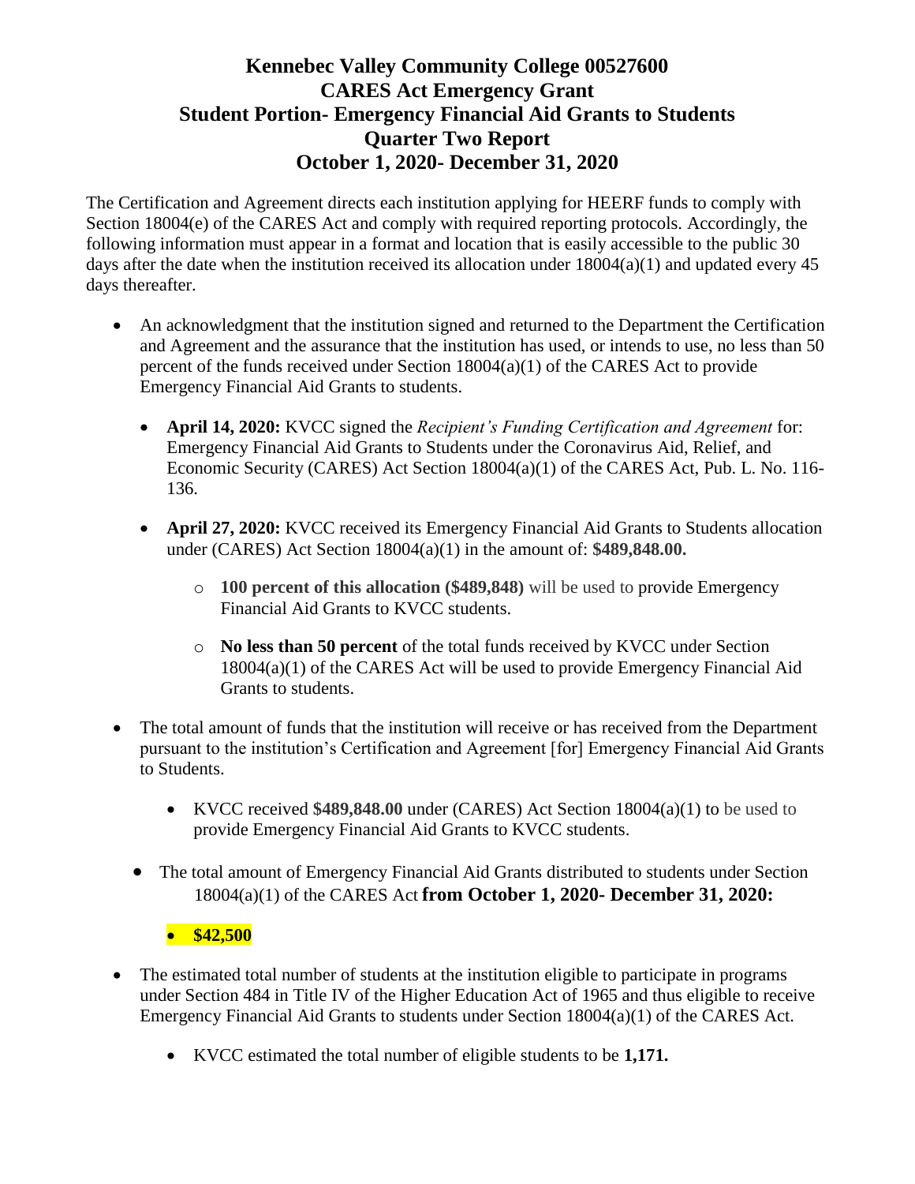# Kennebec Valley Community College 00527600
# CARES Act Emergency Grant
# Student Portion- Emergency Financial Aid Grants to Students
# Quarter Two Report
# October 1, 2020- December 31, 2020

The Certification and Agreement directs each institution applying for HEERF funds to comply with Section 18004(e) of the CARES Act and comply with required reporting protocols. Accordingly, the following information must appear in a format and location that is easily accessible to the public 30 days after the date when the institution received its allocation under 18004(a)(1) and updated every 45 days thereafter.

- An acknowledgment that the institution signed and returned to the Department the Certification and Agreement and the assurance that the institution has used, or intends to use, no less than 50 percent of the funds received under Section 18004(a)(1) of the CARES Act to provide Emergency Financial Aid Grants to students.
  - **April 14, 2020:** KVCC signed the *Recipient's Funding Certification and Agreement* for: Emergency Financial Aid Grants to Students under the Coronavirus Aid, Relief, and Economic Security (CARES) Act Section 18004(a)(1) of the CARES Act, Pub. L. No. 116-136.
  - **April 27, 2020:** KVCC received its Emergency Financial Aid Grants to Students allocation under (CARES) Act Section 18004(a)(1) in the amount of: **$489,848.00.**
    - **100 percent of this allocation ($489,848)** will be used to provide Emergency Financial Aid Grants to KVCC students.
    - **No less than 50 percent** of the total funds received by KVCC under Section 18004(a)(1) of the CARES Act will be used to provide Emergency Financial Aid Grants to students.
- The total amount of funds that the institution will receive or has received from the Department pursuant to the institution's Certification and Agreement [for] Emergency Financial Aid Grants to Students.
  - KVCC received **$489,848.00** under (CARES) Act Section 18004(a)(1) to be used to provide Emergency Financial Aid Grants to KVCC students.
- The total amount of Emergency Financial Aid Grants distributed to students under Section 18004(a)(1) of the CARES Act **from October 1, 2020- December 31, 2020:**
  - **$42,500**
- The estimated total number of students at the institution eligible to participate in programs under Section 484 in Title IV of the Higher Education Act of 1965 and thus eligible to receive Emergency Financial Aid Grants to students under Section 18004(a)(1) of the CARES Act.
  - KVCC estimated the total number of eligible students to be **1,171.**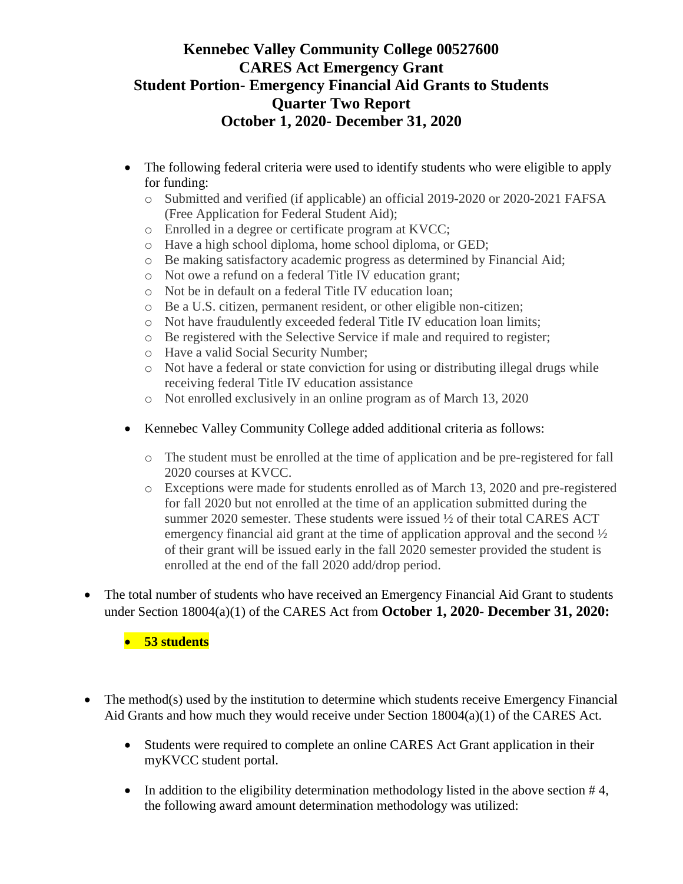# Kennebec Valley Community College 00527600
# CARES Act Emergency Grant
# Student Portion- Emergency Financial Aid Grants to Students
# Quarter Two Report
# October 1, 2020- December 31, 2020

- The following federal criteria were used to identify students who were eligible to apply for funding:
  - Submitted and verified (if applicable) an official 2019-2020 or 2020-2021 FAFSA (Free Application for Federal Student Aid);
  - Enrolled in a degree or certificate program at KVCC;
  - Have a high school diploma, home school diploma, or GED;
  - Be making satisfactory academic progress as determined by Financial Aid;
  - Not owe a refund on a federal Title IV education grant;
  - Not be in default on a federal Title IV education loan;
  - Be a U.S. citizen, permanent resident, or other eligible non-citizen;
  - Not have fraudulently exceeded federal Title IV education loan limits;
  - Be registered with the Selective Service if male and required to register;
  - Have a valid Social Security Number;
  - Not have a federal or state conviction for using or distributing illegal drugs while receiving federal Title IV education assistance
  - Not enrolled exclusively in an online program as of March 13, 2020
- Kennebec Valley Community College added additional criteria as follows:
  - The student must be enrolled at the time of application and be pre-registered for fall 2020 courses at KVCC.
  - Exceptions were made for students enrolled as of March 13, 2020 and pre-registered for fall 2020 but not enrolled at the time of an application submitted during the summer 2020 semester. These students were issued ½ of their total CARES ACT emergency financial aid grant at the time of application approval and the second ½ of their grant will be issued early in the fall 2020 semester provided the student is enrolled at the end of the fall 2020 add/drop period.

- The total number of students who have received an Emergency Financial Aid Grant to students under Section 18004(a)(1) of the CARES Act from **October 1, 2020- December 31, 2020:**
  - **53 students**

- The method(s) used by the institution to determine which students receive Emergency Financial Aid Grants and how much they would receive under Section 18004(a)(1) of the CARES Act.
  - Students were required to complete an online CARES Act Grant application in their myKVCC student portal.
  - In addition to the eligibility determination methodology listed in the above section # 4, the following award amount determination methodology was utilized: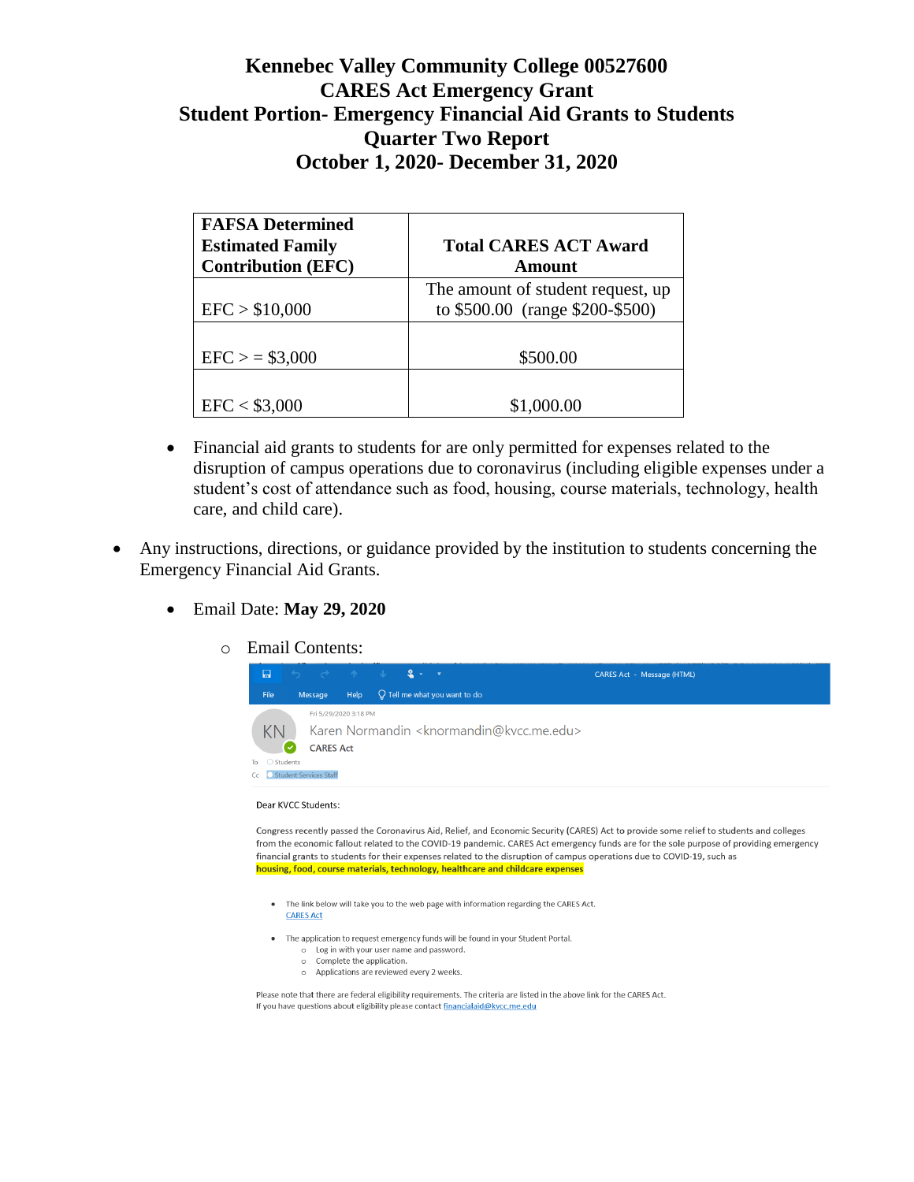# Kennebec Valley Community College 00527600
# CARES Act Emergency Grant
# Student Portion- Emergency Financial Aid Grants to Students
# Quarter Two Report
# October 1, 2020- December 31, 2020

| FAFSA Determined Estimated Family Contribution (EFC) | Total CARES ACT Award Amount |
|---|---|
| EFC > $10,000 | The amount of student request, up to $500.00 (range $200-$500) |
| EFC > = $3,000 | $500.00 |
| EFC < $3,000 | $1,000.00 |

- Financial aid grants to students for are only permitted for expenses related to the disruption of campus operations due to coronavirus (including eligible expenses under a student's cost of attendance such as food, housing, course materials, technology, health care, and child care).

- Any instructions, directions, or guidance provided by the institution to students concerning the Emergency Financial Aid Grants.
  - Email Date: **May 29, 2020**
    - Email Contents:

CARES Act - Message (HTML)

File Message Help Tell me what you want to do

Fri 5/29/2020 3:18 PM

KN Karen Normandin <knormandin@kvcc.me.edu>

CARES Act

To Students

Cc Student Services Staff

Dear KVCC Students:

Congress recently passed the Coronavirus Aid, Relief, and Economic Security (CARES) Act to provide some relief to students and colleges from the economic fallout related to the COVID-19 pandemic. CARES Act emergency funds are for the sole purpose of providing emergency financial grants to students for their expenses related to the disruption of campus operations due to COVID-19, such as **housing, food, course materials, technology, healthcare and childcare expenses**

- The link below will take you to the web page with information regarding the CARES Act.
  CARES Act
- The application to request emergency funds will be found in your Student Portal.
  - Log in with your user name and password.
  - Complete the application.
  - Applications are reviewed every 2 weeks.

Please note that there are federal eligibility requirements. The criteria are listed in the above link for the CARES Act.
If you have questions about eligibility please contact financialaid@kvcc.me.edu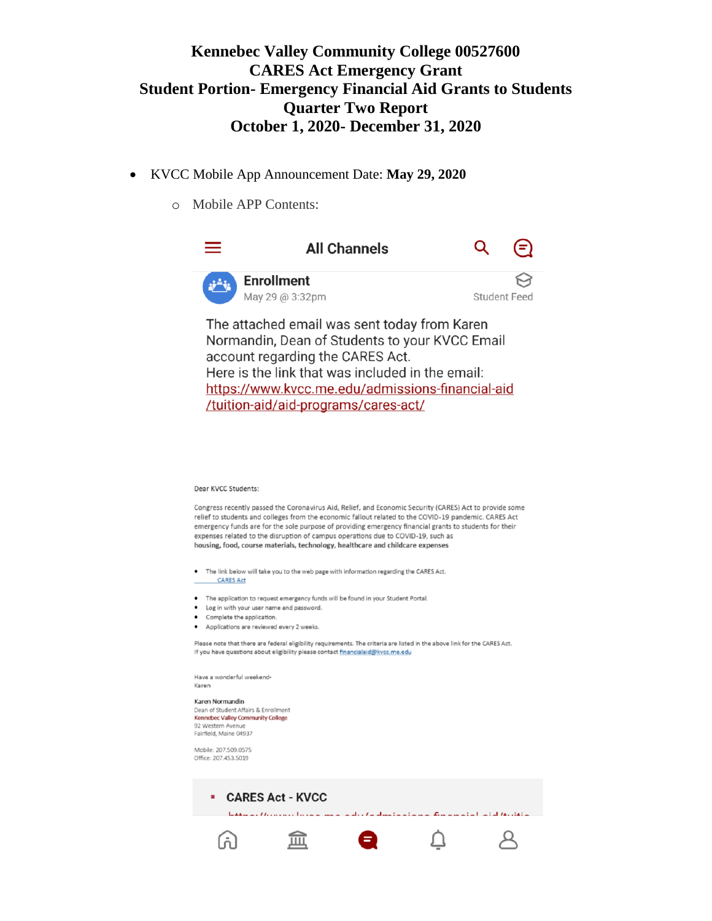# Kennebec Valley Community College 00527600
# CARES Act Emergency Grant
# Student Portion- Emergency Financial Aid Grants to Students
# Quarter Two Report
# October 1, 2020- December 31, 2020

- KVCC Mobile App Announcement Date: **May 29, 2020**
  - Mobile APP Contents:

All Channels

**Enrollment**
May 29 @ 3:32pm
Student Feed

The attached email was sent today from Karen Normandin, Dean of Students to your KVCC Email account regarding the CARES Act.
Here is the link that was included in the email:
https://www.kvcc.me.edu/admissions-financial-aid/tuition-aid/aid-programs/cares-act/

Dear KVCC Students:

Congress recently passed the Coronavirus Aid, Relief, and Economic Security (CARES) Act to provide some relief to students and colleges from the economic fallout related to the COVID-19 pandemic. CARES Act emergency funds are for the sole purpose of providing emergency financial grants to students for their expenses related to the disruption of campus operations due to COVID-19, such as **housing, food, course materials, technology, healthcare and childcare expenses**

- The link below will take you to the web page with information regarding the CARES Act.
  CARES Act

- The application to request emergency funds will be found in your Student Portal.
- Log in with your user name and password.
- Complete the application.
- Applications are reviewed every 2 weeks.

Please note that there are federal eligibility requirements. The criteria are listed in the above link for the CARES Act.
If you have questions about eligibility please contact financialaid@kvcc.me.edu

Have a wonderful weekend-
Karen

Karen Normandin
Dean of Student Affairs & Enrollment
Kennebec Valley Community College
92 Western Avenue
Fairfield, Maine 04937

Mobile: 207.509.0575
Office: 207.453.5019

CARES Act - KVCC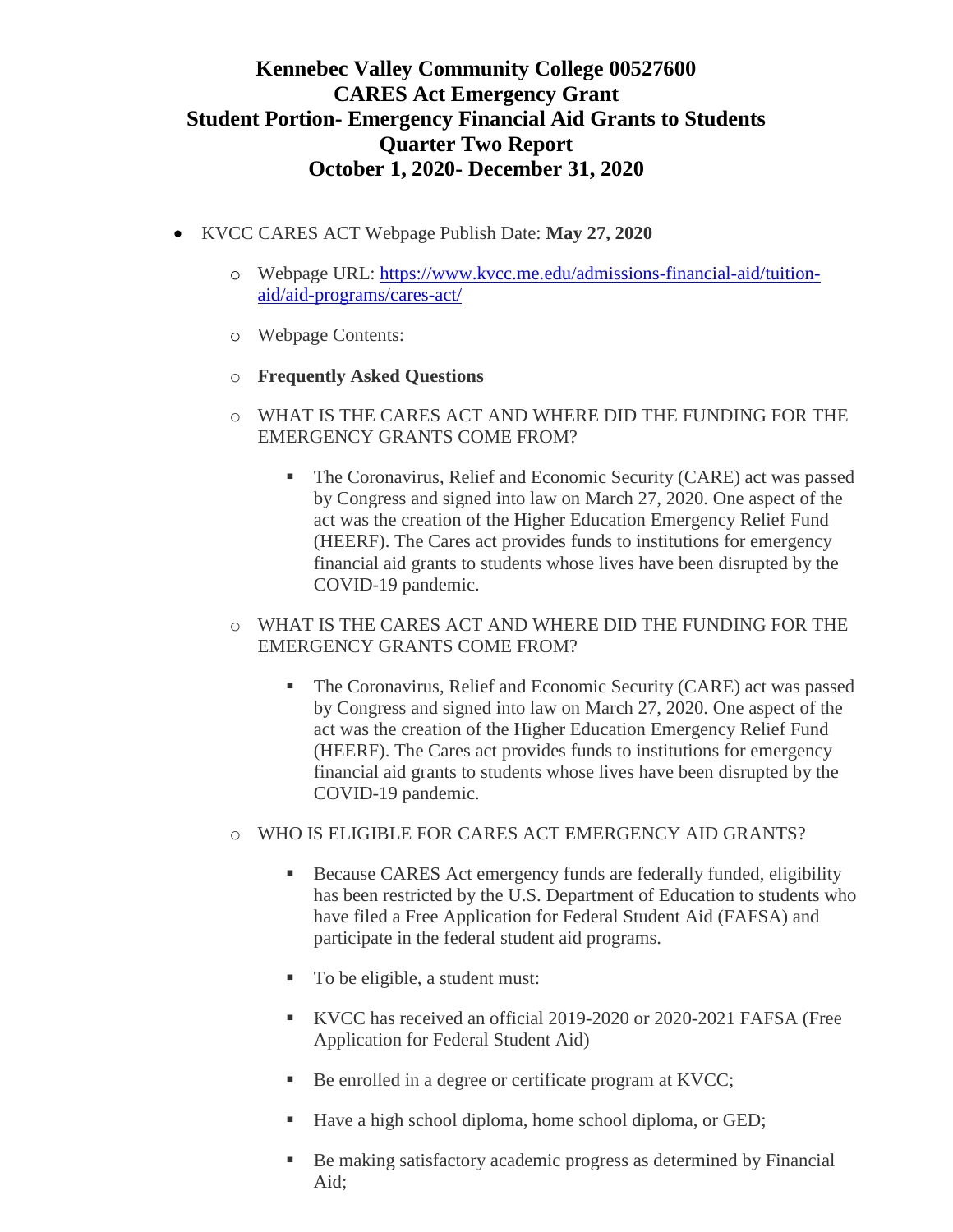# Kennebec Valley Community College 00527600
# CARES Act Emergency Grant
# Student Portion- Emergency Financial Aid Grants to Students
# Quarter Two Report
# October 1, 2020- December 31, 2020

- KVCC CARES ACT Webpage Publish Date: **May 27, 2020**
  - Webpage URL: [https://www.kvcc.me.edu/admissions-financial-aid/tuition-aid/aid-programs/cares-act/](https://www.kvcc.me.edu/admissions-financial-aid/tuition-aid/aid-programs/cares-act/)
  - Webpage Contents:
  - **Frequently Asked Questions**
  - WHAT IS THE CARES ACT AND WHERE DID THE FUNDING FOR THE EMERGENCY GRANTS COME FROM?
    - The Coronavirus, Relief and Economic Security (CARE) act was passed by Congress and signed into law on March 27, 2020. One aspect of the act was the creation of the Higher Education Emergency Relief Fund (HEERF). The Cares act provides funds to institutions for emergency financial aid grants to students whose lives have been disrupted by the COVID-19 pandemic.
  - WHAT IS THE CARES ACT AND WHERE DID THE FUNDING FOR THE EMERGENCY GRANTS COME FROM?
    - The Coronavirus, Relief and Economic Security (CARE) act was passed by Congress and signed into law on March 27, 2020. One aspect of the act was the creation of the Higher Education Emergency Relief Fund (HEERF). The Cares act provides funds to institutions for emergency financial aid grants to students whose lives have been disrupted by the COVID-19 pandemic.
  - WHO IS ELIGIBLE FOR CARES ACT EMERGENCY AID GRANTS?
    - Because CARES Act emergency funds are federally funded, eligibility has been restricted by the U.S. Department of Education to students who have filed a Free Application for Federal Student Aid (FAFSA) and participate in the federal student aid programs.
    - To be eligible, a student must:
    - KVCC has received an official 2019-2020 or 2020-2021 FAFSA (Free Application for Federal Student Aid)
    - Be enrolled in a degree or certificate program at KVCC;
    - Have a high school diploma, home school diploma, or GED;
    - Be making satisfactory academic progress as determined by Financial Aid;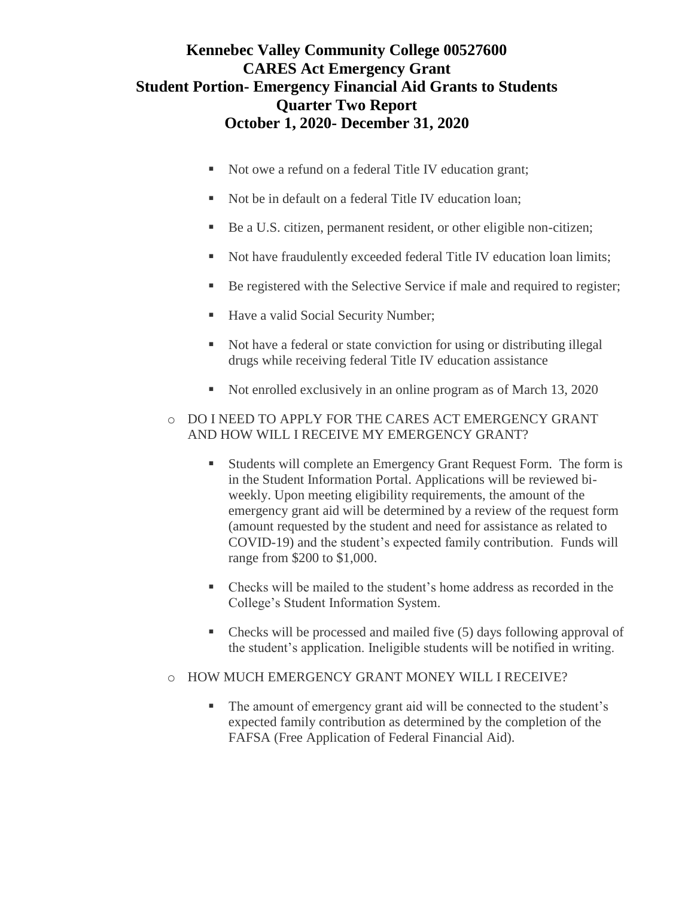# Kennebec Valley Community College 00527600
# CARES Act Emergency Grant
# Student Portion- Emergency Financial Aid Grants to Students
# Quarter Two Report
# October 1, 2020- December 31, 2020

- Not owe a refund on a federal Title IV education grant;
- Not be in default on a federal Title IV education loan;
- Be a U.S. citizen, permanent resident, or other eligible non-citizen;
- Not have fraudulently exceeded federal Title IV education loan limits;
- Be registered with the Selective Service if male and required to register;
- Have a valid Social Security Number;
- Not have a federal or state conviction for using or distributing illegal drugs while receiving federal Title IV education assistance
- Not enrolled exclusively in an online program as of March 13, 2020

- DO I NEED TO APPLY FOR THE CARES ACT EMERGENCY GRANT AND HOW WILL I RECEIVE MY EMERGENCY GRANT?
  - Students will complete an Emergency Grant Request Form. The form is in the Student Information Portal. Applications will be reviewed bi-weekly. Upon meeting eligibility requirements, the amount of the emergency grant aid will be determined by a review of the request form (amount requested by the student and need for assistance as related to COVID-19) and the student's expected family contribution. Funds will range from $200 to $1,000.
  - Checks will be mailed to the student's home address as recorded in the College's Student Information System.
  - Checks will be processed and mailed five (5) days following approval of the student's application. Ineligible students will be notified in writing.
- HOW MUCH EMERGENCY GRANT MONEY WILL I RECEIVE?
  - The amount of emergency grant aid will be connected to the student's expected family contribution as determined by the completion of the FAFSA (Free Application of Federal Financial Aid).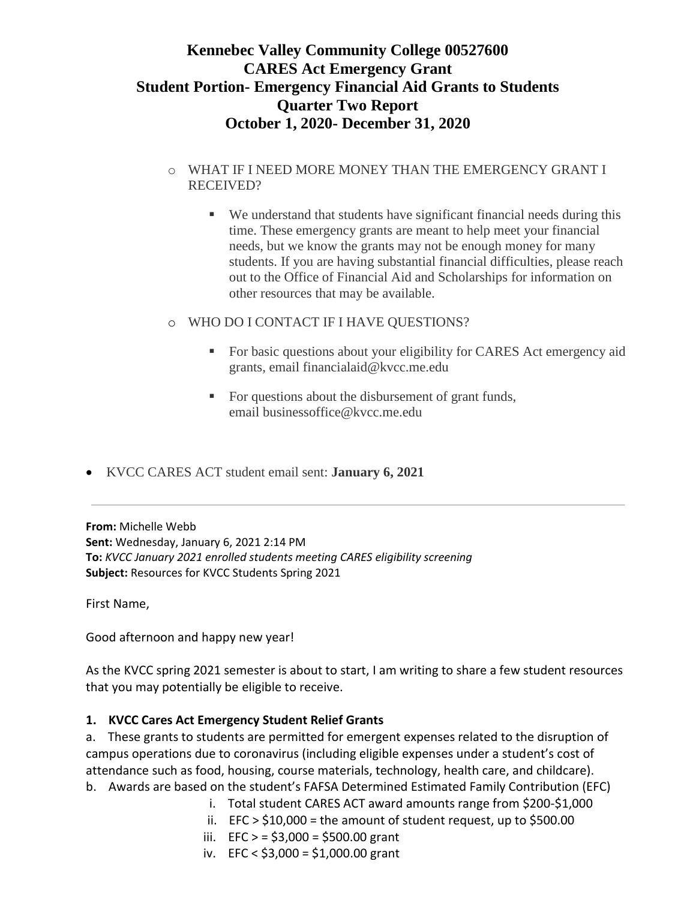# Kennebec Valley Community College 00527600
# CARES Act Emergency Grant
# Student Portion- Emergency Financial Aid Grants to Students
# Quarter Two Report
# October 1, 2020- December 31, 2020

- WHAT IF I NEED MORE MONEY THAN THE EMERGENCY GRANT I RECEIVED?
  - We understand that students have significant financial needs during this time. These emergency grants are meant to help meet your financial needs, but we know the grants may not be enough money for many students. If you are having substantial financial difficulties, please reach out to the Office of Financial Aid and Scholarships for information on other resources that may be available.
- WHO DO I CONTACT IF I HAVE QUESTIONS?
  - For basic questions about your eligibility for CARES Act emergency aid grants, email financialaid@kvcc.me.edu
  - For questions about the disbursement of grant funds, email businessoffice@kvcc.me.edu

- KVCC CARES ACT student email sent: **January 6, 2021**

---

**From:** Michelle Webb
**Sent:** Wednesday, January 6, 2021 2:14 PM
**To:** *KVCC January 2021 enrolled students meeting CARES eligibility screening*
**Subject:** Resources for KVCC Students Spring 2021

First Name,

Good afternoon and happy new year!

As the KVCC spring 2021 semester is about to start, I am writing to share a few student resources that you may potentially be eligible to receive.

**1. KVCC Cares Act Emergency Student Relief Grants**

a. These grants to students are permitted for emergent expenses related to the disruption of campus operations due to coronavirus (including eligible expenses under a student's cost of attendance such as food, housing, course materials, technology, health care, and childcare).

b. Awards are based on the student's FAFSA Determined Estimated Family Contribution (EFC)

i. Total student CARES ACT award amounts range from $200-$1,000

ii. EFC > $10,000 = the amount of student request, up to $500.00

iii. EFC > = $3,000 = $500.00 grant

iv. EFC < $3,000 = $1,000.00 grant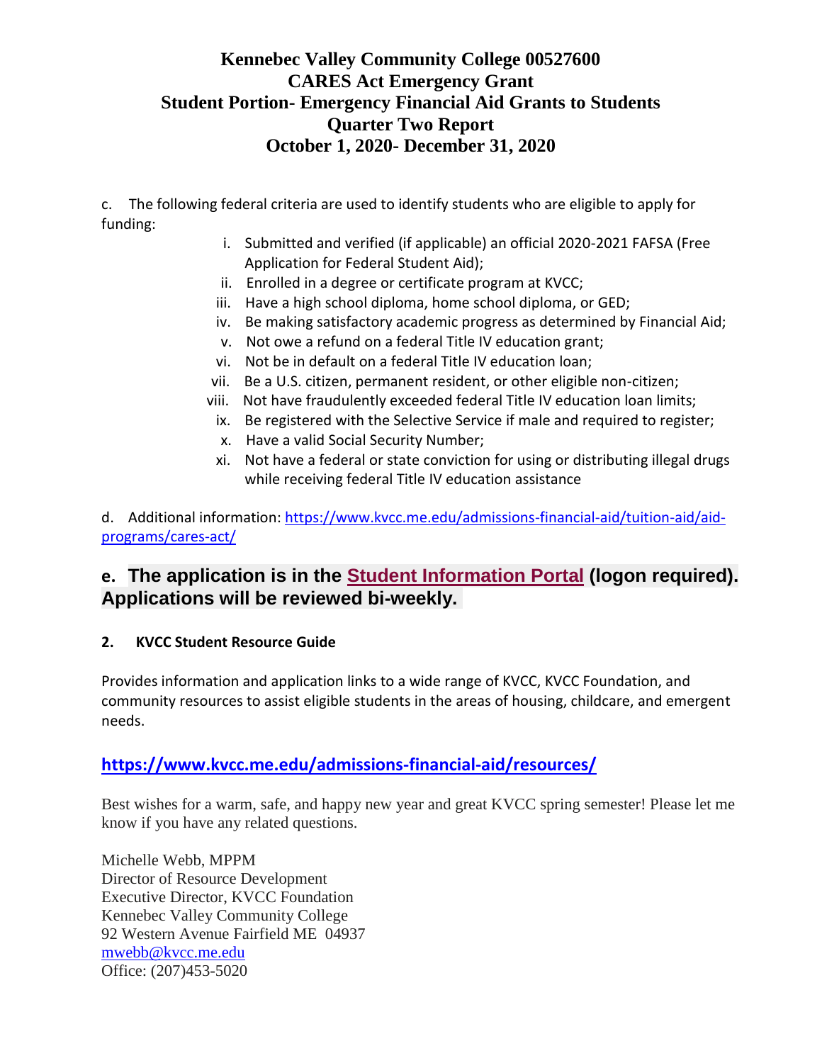# Kennebec Valley Community College 00527600
# CARES Act Emergency Grant
# Student Portion- Emergency Financial Aid Grants to Students
# Quarter Two Report
# October 1, 2020- December 31, 2020

c. The following federal criteria are used to identify students who are eligible to apply for funding:

i. Submitted and verified (if applicable) an official 2020-2021 FAFSA (Free Application for Federal Student Aid);
ii. Enrolled in a degree or certificate program at KVCC;
iii. Have a high school diploma, home school diploma, or GED;
iv. Be making satisfactory academic progress as determined by Financial Aid;
v. Not owe a refund on a federal Title IV education grant;
vi. Not be in default on a federal Title IV education loan;
vii. Be a U.S. citizen, permanent resident, or other eligible non-citizen;
viii. Not have fraudulently exceeded federal Title IV education loan limits;
ix. Be registered with the Selective Service if male and required to register;
x. Have a valid Social Security Number;
xi. Not have a federal or state conviction for using or distributing illegal drugs while receiving federal Title IV education assistance

d. Additional information: https://www.kvcc.me.edu/admissions-financial-aid/tuition-aid/aid-programs/cares-act/

## e. The application is in the Student Information Portal (logon required). Applications will be reviewed bi-weekly.

**2. KVCC Student Resource Guide**

Provides information and application links to a wide range of KVCC, KVCC Foundation, and community resources to assist eligible students in the areas of housing, childcare, and emergent needs.

**https://www.kvcc.me.edu/admissions-financial-aid/resources/**

Best wishes for a warm, safe, and happy new year and great KVCC spring semester! Please let me know if you have any related questions.

Michelle Webb, MPPM
Director of Resource Development
Executive Director, KVCC Foundation
Kennebec Valley Community College
92 Western Avenue Fairfield ME 04937
mwebb@kvcc.me.edu
Office: (207)453-5020